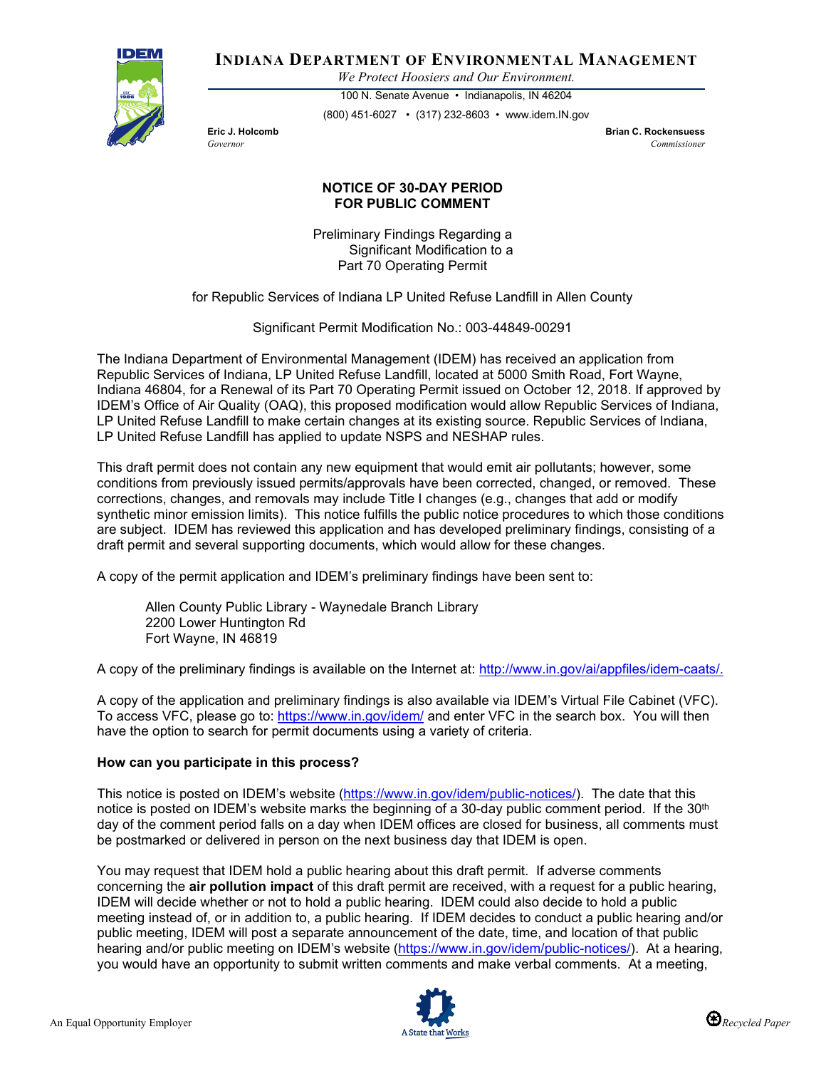**INDIANA DEPARTMENT OF ENVIRONMENTAL MANAGEMENT**

*We Protect Hoosiers and Our Environment.*

100 N. Senate Avenue • Indianapolis, IN 46204

(800) 451-6027 • (317) 232-8603 • www.idem.IN.gov

**Eric J. Holcomb**
*Governor*

**Brian C. Rockensuess**
*Commissioner*

**NOTICE OF 30-DAY PERIOD
FOR PUBLIC COMMENT**

Preliminary Findings Regarding a
Significant Modification to a
Part 70 Operating Permit

for Republic Services of Indiana LP United Refuse Landfill in Allen County

Significant Permit Modification No.: 003-44849-00291

The Indiana Department of Environmental Management (IDEM) has received an application from Republic Services of Indiana, LP United Refuse Landfill, located at 5000 Smith Road, Fort Wayne, Indiana 46804, for a Renewal of its Part 70 Operating Permit issued on October 12, 2018. If approved by IDEM's Office of Air Quality (OAQ), this proposed modification would allow Republic Services of Indiana, LP United Refuse Landfill to make certain changes at its existing source. Republic Services of Indiana, LP United Refuse Landfill has applied to update NSPS and NESHAP rules.

This draft permit does not contain any new equipment that would emit air pollutants; however, some conditions from previously issued permits/approvals have been corrected, changed, or removed. These corrections, changes, and removals may include Title I changes (e.g., changes that add or modify synthetic minor emission limits). This notice fulfills the public notice procedures to which those conditions are subject. IDEM has reviewed this application and has developed preliminary findings, consisting of a draft permit and several supporting documents, which would allow for these changes.

A copy of the permit application and IDEM's preliminary findings have been sent to:

Allen County Public Library - Waynedale Branch Library
2200 Lower Huntington Rd
Fort Wayne, IN 46819

A copy of the preliminary findings is available on the Internet at: http://www.in.gov/ai/appfiles/idem-caats/.

A copy of the application and preliminary findings is also available via IDEM's Virtual File Cabinet (VFC). To access VFC, please go to: https://www.in.gov/idem/ and enter VFC in the search box. You will then have the option to search for permit documents using a variety of criteria.

**How can you participate in this process?**

This notice is posted on IDEM's website (https://www.in.gov/idem/public-notices/). The date that this notice is posted on IDEM's website marks the beginning of a 30-day public comment period. If the 30th day of the comment period falls on a day when IDEM offices are closed for business, all comments must be postmarked or delivered in person on the next business day that IDEM is open.

You may request that IDEM hold a public hearing about this draft permit. If adverse comments concerning the **air pollution impact** of this draft permit are received, with a request for a public hearing, IDEM will decide whether or not to hold a public hearing. IDEM could also decide to hold a public meeting instead of, or in addition to, a public hearing. If IDEM decides to conduct a public hearing and/or public meeting, IDEM will post a separate announcement of the date, time, and location of that public hearing and/or public meeting on IDEM's website (https://www.in.gov/idem/public-notices/). At a hearing, you would have an opportunity to submit written comments and make verbal comments. At a meeting,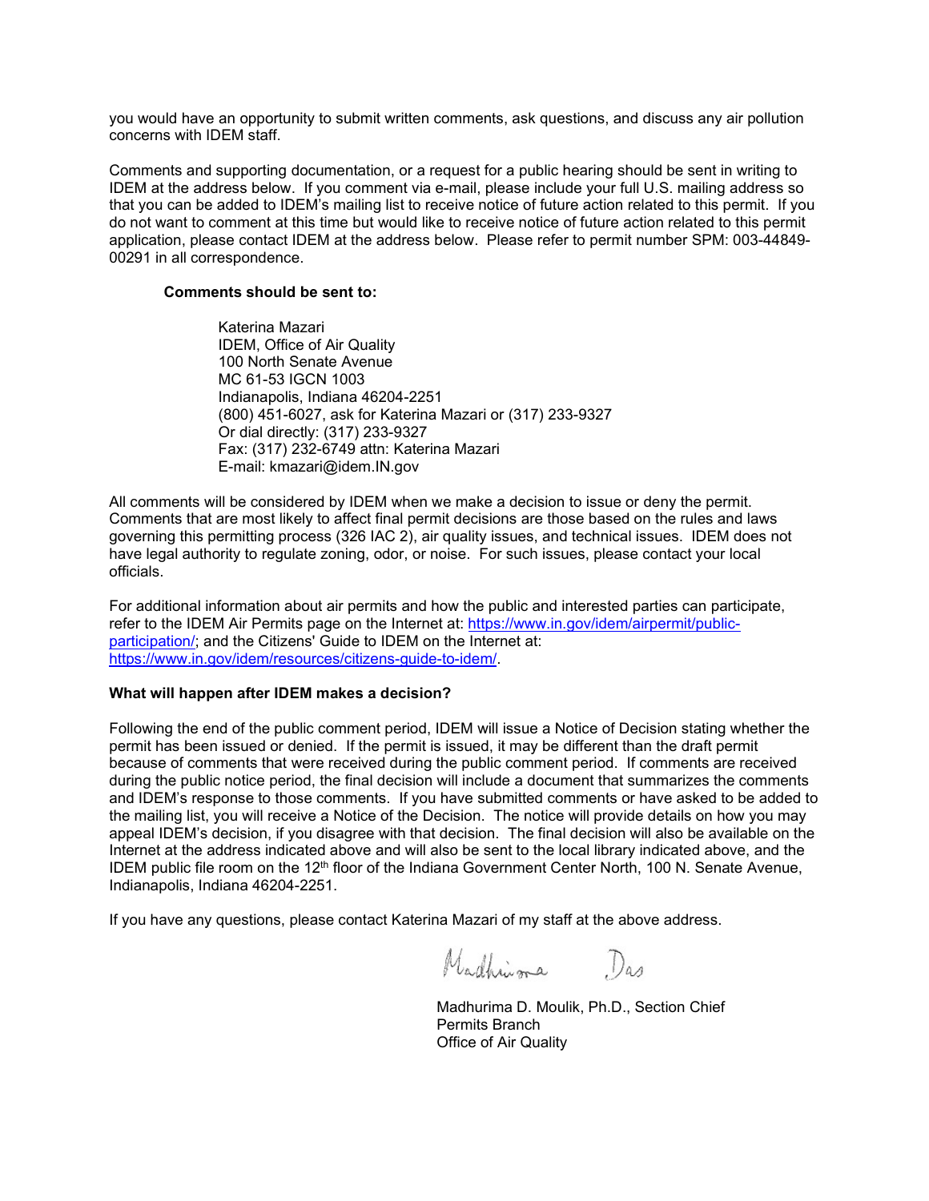you would have an opportunity to submit written comments, ask questions, and discuss any air pollution concerns with IDEM staff.

Comments and supporting documentation, or a request for a public hearing should be sent in writing to IDEM at the address below. If you comment via e-mail, please include your full U.S. mailing address so that you can be added to IDEM's mailing list to receive notice of future action related to this permit. If you do not want to comment at this time but would like to receive notice of future action related to this permit application, please contact IDEM at the address below. Please refer to permit number SPM: 003-44849-00291 in all correspondence.

**Comments should be sent to:**

Katerina Mazari
IDEM, Office of Air Quality
100 North Senate Avenue
MC 61-53 IGCN 1003
Indianapolis, Indiana 46204-2251
(800) 451-6027, ask for Katerina Mazari or (317) 233-9327
Or dial directly: (317) 233-9327
Fax: (317) 232-6749 attn: Katerina Mazari
E-mail: kmazari@idem.IN.gov

All comments will be considered by IDEM when we make a decision to issue or deny the permit. Comments that are most likely to affect final permit decisions are those based on the rules and laws governing this permitting process (326 IAC 2), air quality issues, and technical issues. IDEM does not have legal authority to regulate zoning, odor, or noise. For such issues, please contact your local officials.

For additional information about air permits and how the public and interested parties can participate, refer to the IDEM Air Permits page on the Internet at: https://www.in.gov/idem/airpermit/public-participation/; and the Citizens' Guide to IDEM on the Internet at: https://www.in.gov/idem/resources/citizens-guide-to-idem/.

**What will happen after IDEM makes a decision?**

Following the end of the public comment period, IDEM will issue a Notice of Decision stating whether the permit has been issued or denied. If the permit is issued, it may be different than the draft permit because of comments that were received during the public comment period. If comments are received during the public notice period, the final decision will include a document that summarizes the comments and IDEM's response to those comments. If you have submitted comments or have asked to be added to the mailing list, you will receive a Notice of the Decision. The notice will provide details on how you may appeal IDEM's decision, if you disagree with that decision. The final decision will also be available on the Internet at the address indicated above and will also be sent to the local library indicated above, and the IDEM public file room on the 12th floor of the Indiana Government Center North, 100 N. Senate Avenue, Indianapolis, Indiana 46204-2251.

If you have any questions, please contact Katerina Mazari of my staff at the above address.

Madhurima Das

Madhurima D. Moulik, Ph.D., Section Chief
Permits Branch
Office of Air Quality